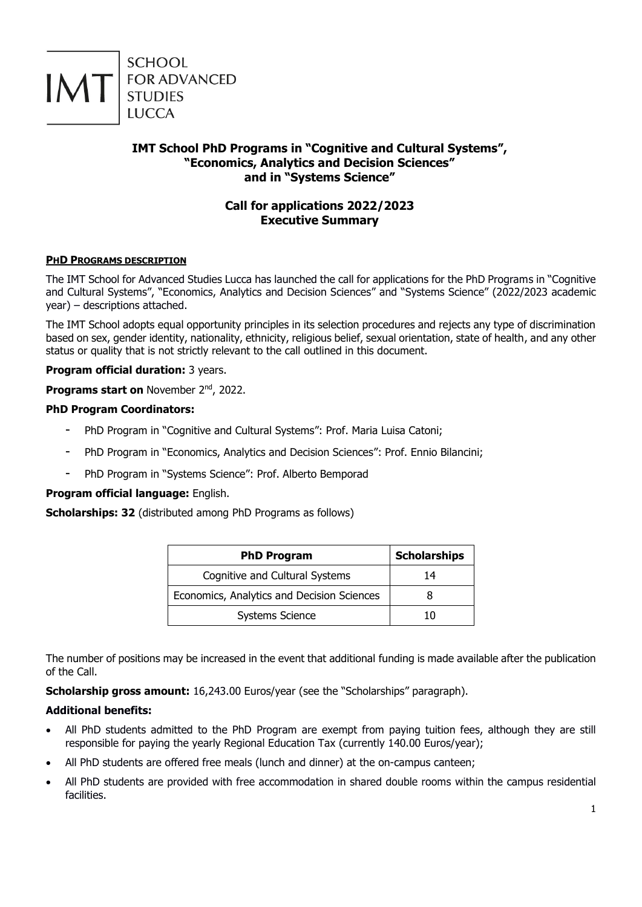IMT SCHOOL FOR ADVANCED STUDIES LUCCA

# IMT School PhD Programs in "Cognitive and Cultural Systems", "Economics, Analytics and Decision Sciences" and in "Systems Science"

## Call for applications 2022/2023
## Executive Summary

### PHD PROGRAMS DESCRIPTION

The IMT School for Advanced Studies Lucca has launched the call for applications for the PhD Programs in "Cognitive and Cultural Systems", "Economics, Analytics and Decision Sciences" and "Systems Science" (2022/2023 academic year) – descriptions attached.

The IMT School adopts equal opportunity principles in its selection procedures and rejects any type of discrimination based on sex, gender identity, nationality, ethnicity, religious belief, sexual orientation, state of health, and any other status or quality that is not strictly relevant to the call outlined in this document.

**Program official duration:** 3 years.

**Programs start on** November 2nd, 2022.

**PhD Program Coordinators:**

- PhD Program in "Cognitive and Cultural Systems": Prof. Maria Luisa Catoni;
- PhD Program in "Economics, Analytics and Decision Sciences": Prof. Ennio Bilancini;
- PhD Program in "Systems Science": Prof. Alberto Bemporad

**Program official language:** English.

**Scholarships: 32** (distributed among PhD Programs as follows)

| PhD Program | Scholarships |
| --- | --- |
| Cognitive and Cultural Systems | 14 |
| Economics, Analytics and Decision Sciences | 8 |
| Systems Science | 10 |

The number of positions may be increased in the event that additional funding is made available after the publication of the Call.

**Scholarship gross amount:** 16,243.00 Euros/year (see the "Scholarships" paragraph).

**Additional benefits:**

- All PhD students admitted to the PhD Program are exempt from paying tuition fees, although they are still responsible for paying the yearly Regional Education Tax (currently 140.00 Euros/year);
- All PhD students are offered free meals (lunch and dinner) at the on-campus canteen;
- All PhD students are provided with free accommodation in shared double rooms within the campus residential facilities.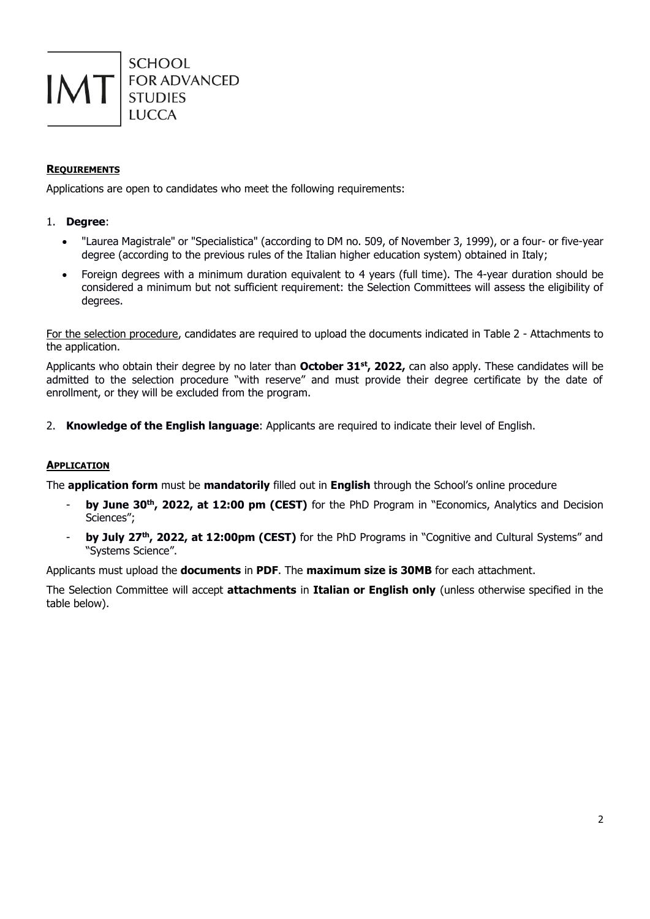## REQUIREMENTS

Applications are open to candidates who meet the following requirements:

1. **Degree**:
   - "Laurea Magistrale" or "Specialistica" (according to DM no. 509, of November 3, 1999), or a four- or five-year degree (according to the previous rules of the Italian higher education system) obtained in Italy;
   - Foreign degrees with a minimum duration equivalent to 4 years (full time). The 4-year duration should be considered a minimum but not sufficient requirement: the Selection Committees will assess the eligibility of degrees.

For the selection procedure, candidates are required to upload the documents indicated in Table 2 - Attachments to the application.

Applicants who obtain their degree by no later than **October 31st, 2022,** can also apply. These candidates will be admitted to the selection procedure "with reserve" and must provide their degree certificate by the date of enrollment, or they will be excluded from the program.

2. **Knowledge of the English language**: Applicants are required to indicate their level of English.

## APPLICATION

The **application form** must be **mandatorily** filled out in **English** through the School's online procedure

- **by June 30th, 2022, at 12:00 pm (CEST)** for the PhD Program in "Economics, Analytics and Decision Sciences";
- **by July 27th, 2022, at 12:00pm (CEST)** for the PhD Programs in "Cognitive and Cultural Systems" and "Systems Science".

Applicants must upload the **documents** in **PDF**. The **maximum size is 30MB** for each attachment.

The Selection Committee will accept **attachments** in **Italian or English only** (unless otherwise specified in the table below).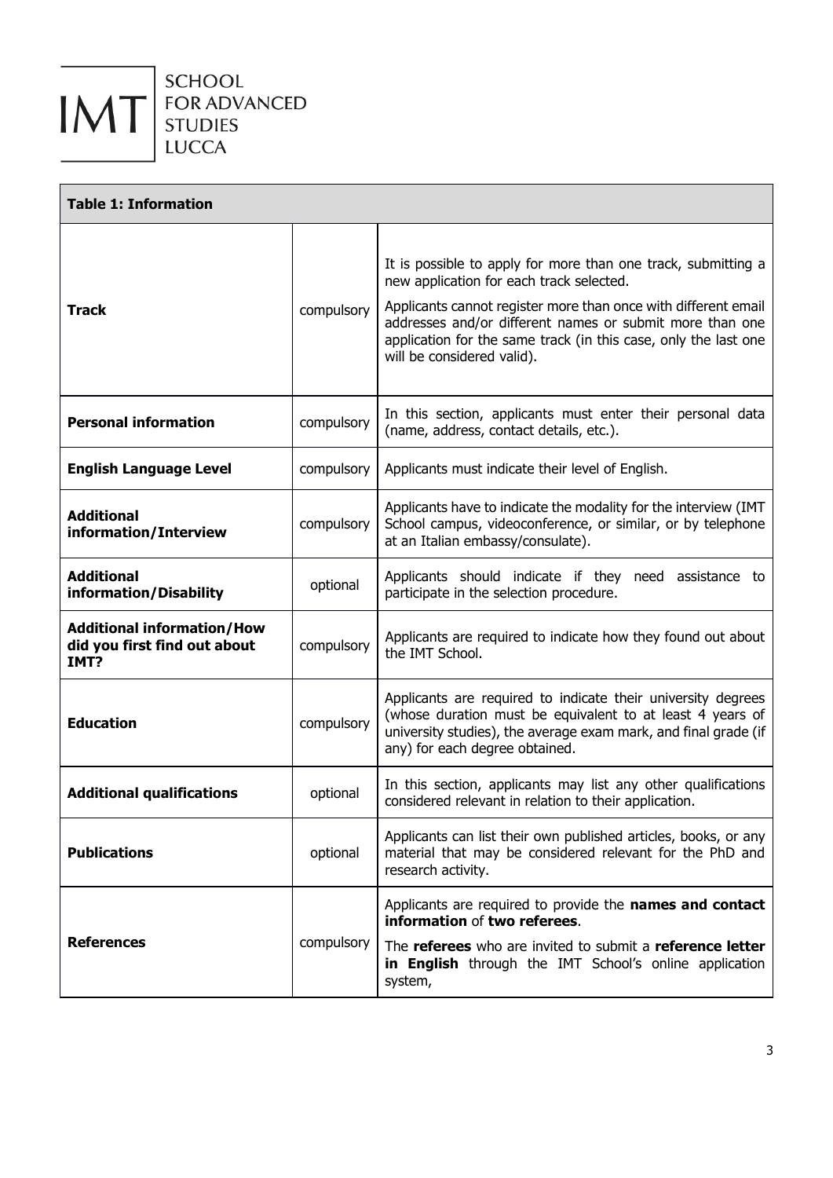| Table 1: Information | | |
|---|---|---|
| **Track** | compulsory | It is possible to apply for more than one track, submitting a new application for each track selected. Applicants cannot register more than once with different email addresses and/or different names or submit more than one application for the same track (in this case, only the last one will be considered valid). |
| **Personal information** | compulsory | In this section, applicants must enter their personal data (name, address, contact details, etc.). |
| **English Language Level** | compulsory | Applicants must indicate their level of English. |
| **Additional information/Interview** | compulsory | Applicants have to indicate the modality for the interview (IMT School campus, videoconference, or similar, or by telephone at an Italian embassy/consulate). |
| **Additional information/Disability** | optional | Applicants should indicate if they need assistance to participate in the selection procedure. |
| **Additional information/How did you first find out about IMT?** | compulsory | Applicants are required to indicate how they found out about the IMT School. |
| **Education** | compulsory | Applicants are required to indicate their university degrees (whose duration must be equivalent to at least 4 years of university studies), the average exam mark, and final grade (if any) for each degree obtained. |
| **Additional qualifications** | optional | In this section, applicants may list any other qualifications considered relevant in relation to their application. |
| **Publications** | optional | Applicants can list their own published articles, books, or any material that may be considered relevant for the PhD and research activity. |
| **References** | compulsory | Applicants are required to provide the **names and contact information** of **two referees**. The **referees** who are invited to submit a **reference letter in English** through the IMT School's online application system, |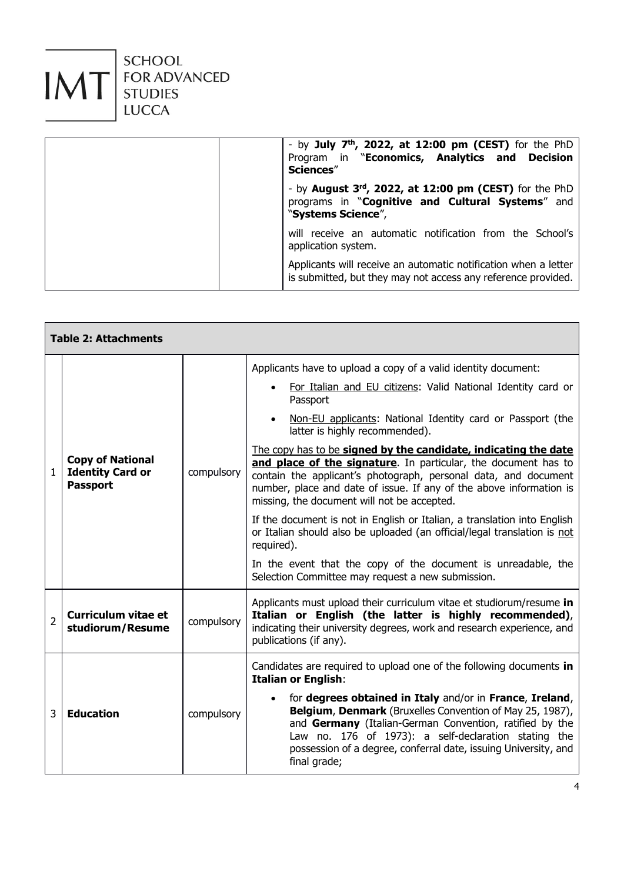| | | |
|---|---|---|
| | | - by **July 7[th], 2022, at 12:00 pm (CEST)** for the PhD Program in "**Economics, Analytics and Decision Sciences**"<br><br>- by **August 3[rd], 2022, at 12:00 pm (CEST)** for the PhD programs in "**Cognitive and Cultural Systems**" and "**Systems Science**",<br><br>will receive an automatic notification from the School's application system.<br><br>Applicants will receive an automatic notification when a letter is submitted, but they may not access any reference provided. |

| **Table 2: Attachments** | | | |
|---|---|---|---|
| 1 | **Copy of National Identity Card or Passport** | compulsory | Applicants have to upload a copy of a valid identity document:<br>• For Italian and EU citizens: Valid National Identity card or Passport<br>• Non-EU applicants: National Identity card or Passport (the latter is highly recommended).<br><br>The copy has to be **signed by the candidate, indicating the date and place of the signature**. In particular, the document has to contain the applicant's photograph, personal data, and document number, place and date of issue. If any of the above information is missing, the document will not be accepted.<br><br>If the document is not in English or Italian, a translation into English or Italian should also be uploaded (an official/legal translation is not required).<br><br>In the event that the copy of the document is unreadable, the Selection Committee may request a new submission. |
| 2 | **Curriculum vitae et studiorum/Resume** | compulsory | Applicants must upload their curriculum vitae et studiorum/resume **in Italian or English (the latter is highly recommended)**, indicating their university degrees, work and research experience, and publications (if any). |
| 3 | **Education** | compulsory | Candidates are required to upload one of the following documents **in Italian or English**:<br>• for **degrees obtained in Italy** and/or in **France**, **Ireland**, **Belgium**, **Denmark** (Bruxelles Convention of May 25, 1987), and **Germany** (Italian-German Convention, ratified by the Law no. 176 of 1973): a self-declaration stating the possession of a degree, conferral date, issuing University, and final grade; |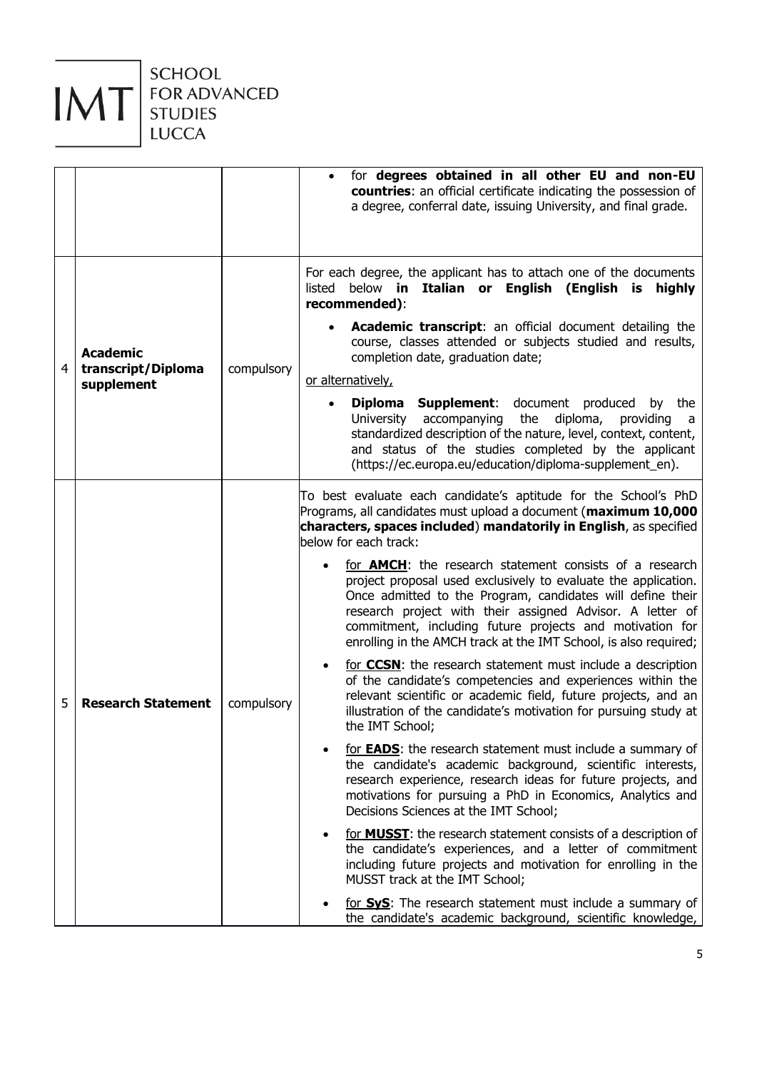| | | | |
|---|---|---|---|
| | | | • for **degrees obtained in all other EU and non-EU countries**: an official certificate indicating the possession of a degree, conferral date, issuing University, and final grade. |
| 4 | **Academic transcript/Diploma supplement** | compulsory | For each degree, the applicant has to attach one of the documents listed below **in Italian or English (English is highly recommended)**:<br>• **Academic transcript**: an official document detailing the course, classes attended or subjects studied and results, completion date, graduation date;<br><u>or alternatively,</u><br>• **Diploma Supplement**: document produced by the University accompanying the diploma, providing a standardized description of the nature, level, context, content, and status of the studies completed by the applicant (https://ec.europa.eu/education/diploma-supplement_en). |
| 5 | **Research Statement** | compulsory | To best evaluate each candidate's aptitude for the School's PhD Programs, all candidates must upload a document (**maximum 10,000 characters, spaces included**) **mandatorily in English**, as specified below for each track:<br>• <u>for **AMCH**</u>: the research statement consists of a research project proposal used exclusively to evaluate the application. Once admitted to the Program, candidates will define their research project with their assigned Advisor. A letter of commitment, including future projects and motivation for enrolling in the AMCH track at the IMT School, is also required;<br>• <u>for **CCSN**</u>: the research statement must include a description of the candidate's competencies and experiences within the relevant scientific or academic field, future projects, and an illustration of the candidate's motivation for pursuing study at the IMT School;<br>• <u>for **EADS**</u>: the research statement must include a summary of the candidate's academic background, scientific interests, research experience, research ideas for future projects, and motivations for pursuing a PhD in Economics, Analytics and Decisions Sciences at the IMT School;<br>• <u>for **MUSST**</u>: the research statement consists of a description of the candidate's experiences, and a letter of commitment including future projects and motivation for enrolling in the MUSST track at the IMT School;<br>• <u>for **SyS**</u>: The research statement must include a summary of the candidate's academic background, scientific knowledge, |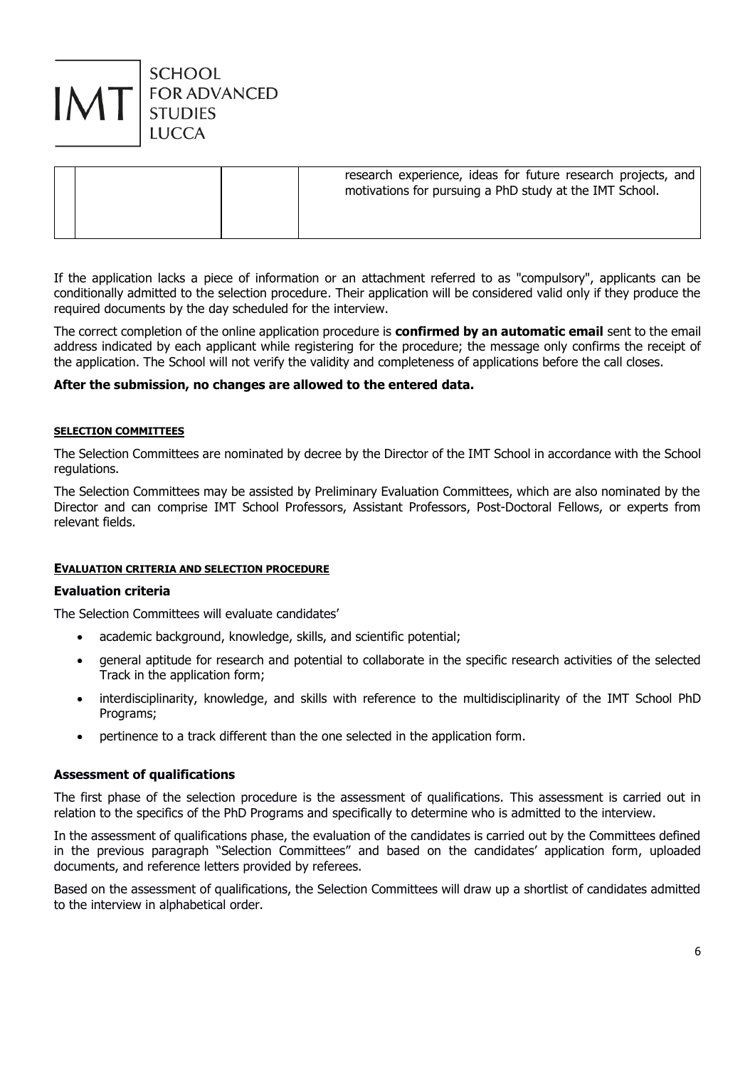| | | | |
|---|---|---|---|
| | | | research experience, ideas for future research projects, and motivations for pursuing a PhD study at the IMT School. |

If the application lacks a piece of information or an attachment referred to as "compulsory", applicants can be conditionally admitted to the selection procedure. Their application will be considered valid only if they produce the required documents by the day scheduled for the interview.

The correct completion of the online application procedure is **confirmed by an automatic email** sent to the email address indicated by each applicant while registering for the procedure; the message only confirms the receipt of the application. The School will not verify the validity and completeness of applications before the call closes.

**After the submission, no changes are allowed to the entered data.**

#### SELECTION COMMITTEES

The Selection Committees are nominated by decree by the Director of the IMT School in accordance with the School regulations.

The Selection Committees may be assisted by Preliminary Evaluation Committees, which are also nominated by the Director and can comprise IMT School Professors, Assistant Professors, Post-Doctoral Fellows, or experts from relevant fields.

#### EVALUATION CRITERIA AND SELECTION PROCEDURE

### Evaluation criteria

The Selection Committees will evaluate candidates'

- academic background, knowledge, skills, and scientific potential;
- general aptitude for research and potential to collaborate in the specific research activities of the selected Track in the application form;
- interdisciplinarity, knowledge, and skills with reference to the multidisciplinarity of the IMT School PhD Programs;
- pertinence to a track different than the one selected in the application form.

### Assessment of qualifications

The first phase of the selection procedure is the assessment of qualifications. This assessment is carried out in relation to the specifics of the PhD Programs and specifically to determine who is admitted to the interview.

In the assessment of qualifications phase, the evaluation of the candidates is carried out by the Committees defined in the previous paragraph "Selection Committees" and based on the candidates' application form, uploaded documents, and reference letters provided by referees.

Based on the assessment of qualifications, the Selection Committees will draw up a shortlist of candidates admitted to the interview in alphabetical order.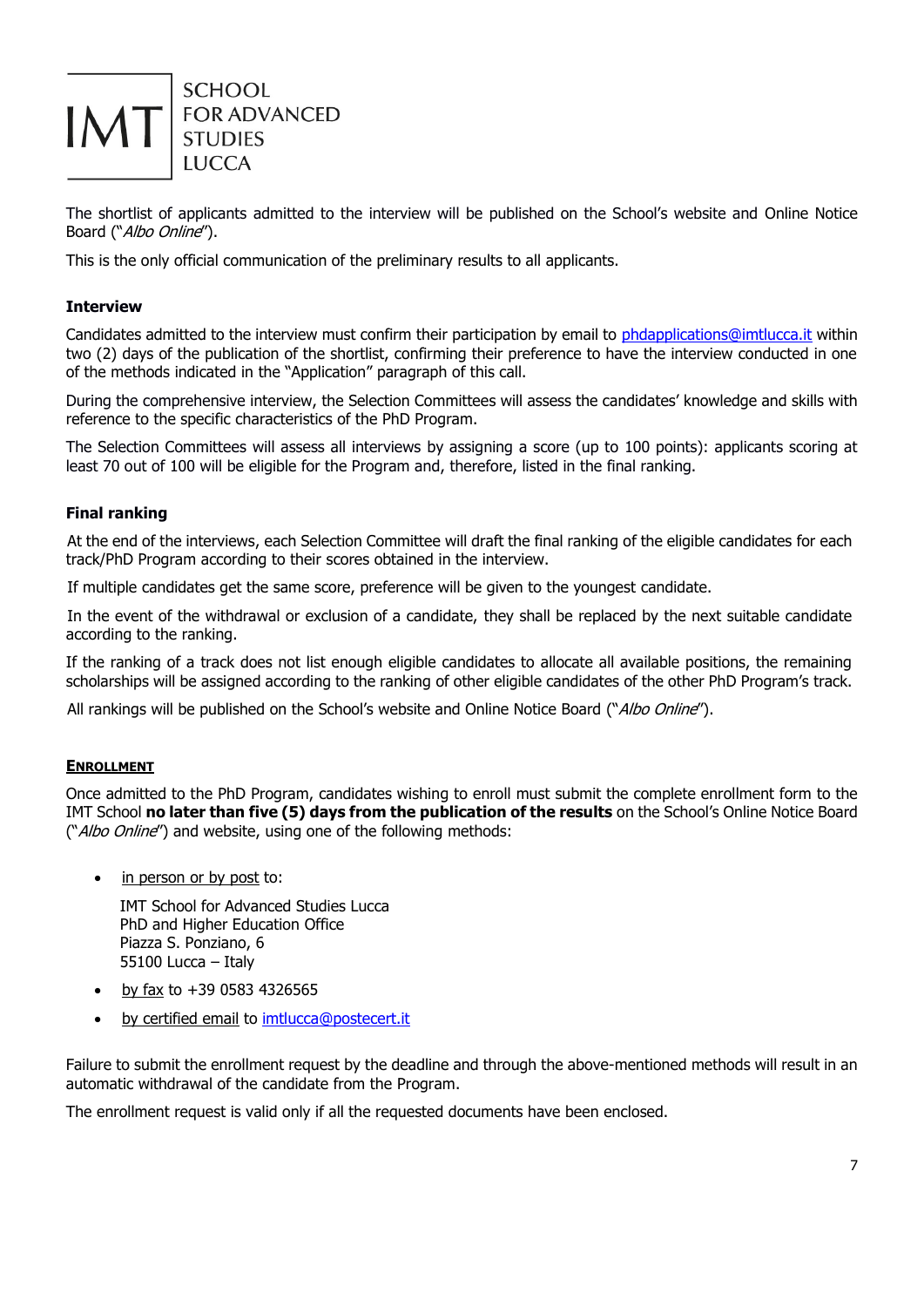The shortlist of applicants admitted to the interview will be published on the School's website and Online Notice Board ("*Albo Online*").

This is the only official communication of the preliminary results to all applicants.

### Interview

Candidates admitted to the interview must confirm their participation by email to phdapplications@imtlucca.it within two (2) days of the publication of the shortlist, confirming their preference to have the interview conducted in one of the methods indicated in the "Application" paragraph of this call.

During the comprehensive interview, the Selection Committees will assess the candidates' knowledge and skills with reference to the specific characteristics of the PhD Program.

The Selection Committees will assess all interviews by assigning a score (up to 100 points): applicants scoring at least 70 out of 100 will be eligible for the Program and, therefore, listed in the final ranking.

### Final ranking

At the end of the interviews, each Selection Committee will draft the final ranking of the eligible candidates for each track/PhD Program according to their scores obtained in the interview.

If multiple candidates get the same score, preference will be given to the youngest candidate.

In the event of the withdrawal or exclusion of a candidate, they shall be replaced by the next suitable candidate according to the ranking.

If the ranking of a track does not list enough eligible candidates to allocate all available positions, the remaining scholarships will be assigned according to the ranking of other eligible candidates of the other PhD Program's track.

All rankings will be published on the School's website and Online Notice Board ("*Albo Online*").

## ENROLLMENT

Once admitted to the PhD Program, candidates wishing to enroll must submit the complete enrollment form to the IMT School **no later than five (5) days from the publication of the results** on the School's Online Notice Board ("*Albo Online*") and website, using one of the following methods:

- in person or by post to:

  IMT School for Advanced Studies Lucca
  PhD and Higher Education Office
  Piazza S. Ponziano, 6
  55100 Lucca – Italy

- by fax to +39 0583 4326565
- by certified email to imtlucca@postecert.it

Failure to submit the enrollment request by the deadline and through the above-mentioned methods will result in an automatic withdrawal of the candidate from the Program.

The enrollment request is valid only if all the requested documents have been enclosed.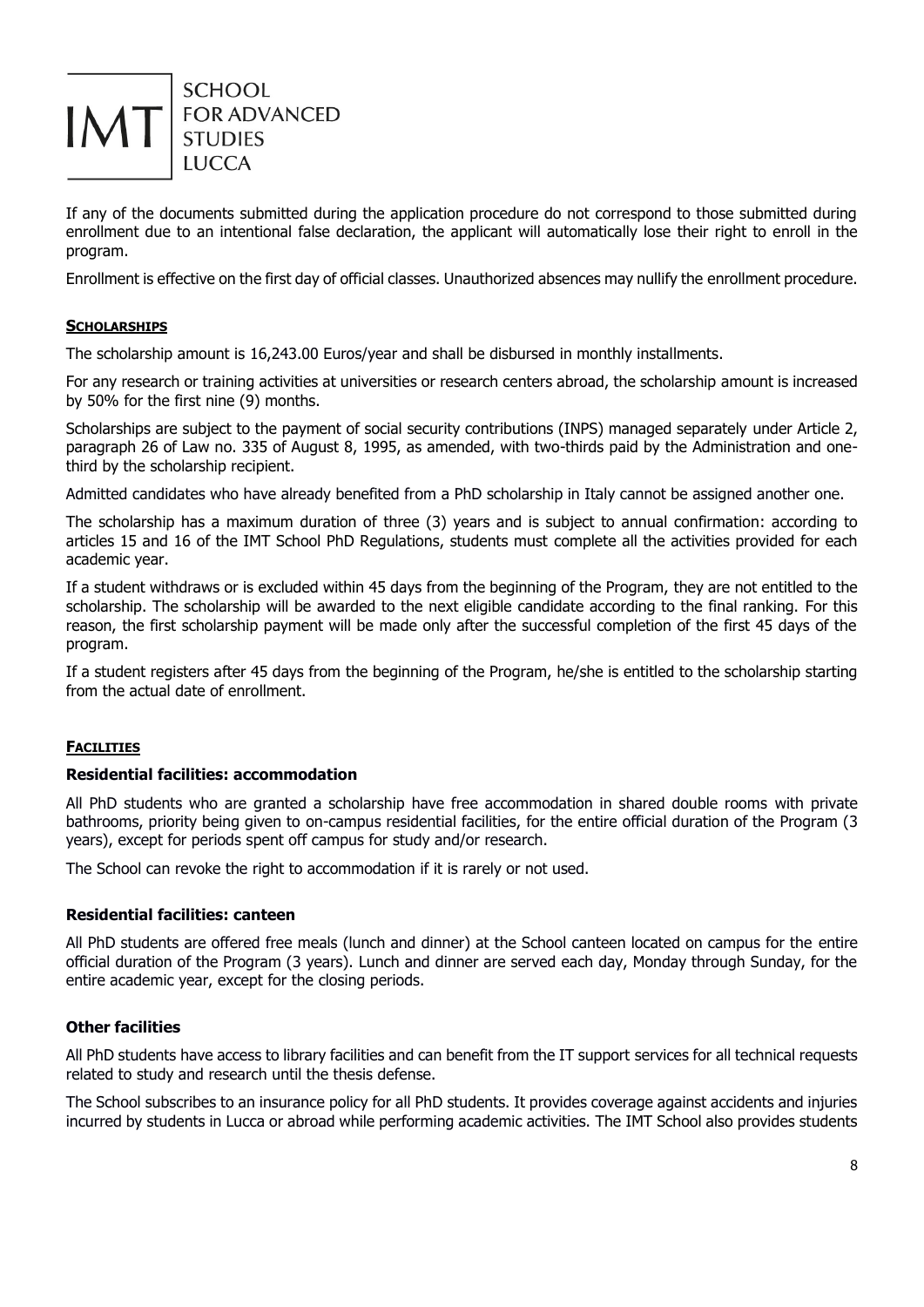If any of the documents submitted during the application procedure do not correspond to those submitted during enrollment due to an intentional false declaration, the applicant will automatically lose their right to enroll in the program.

Enrollment is effective on the first day of official classes. Unauthorized absences may nullify the enrollment procedure.

## SCHOLARSHIPS

The scholarship amount is 16,243.00 Euros/year and shall be disbursed in monthly installments.

For any research or training activities at universities or research centers abroad, the scholarship amount is increased by 50% for the first nine (9) months.

Scholarships are subject to the payment of social security contributions (INPS) managed separately under Article 2, paragraph 26 of Law no. 335 of August 8, 1995, as amended, with two-thirds paid by the Administration and one-third by the scholarship recipient.

Admitted candidates who have already benefited from a PhD scholarship in Italy cannot be assigned another one.

The scholarship has a maximum duration of three (3) years and is subject to annual confirmation: according to articles 15 and 16 of the IMT School PhD Regulations, students must complete all the activities provided for each academic year.

If a student withdraws or is excluded within 45 days from the beginning of the Program, they are not entitled to the scholarship. The scholarship will be awarded to the next eligible candidate according to the final ranking. For this reason, the first scholarship payment will be made only after the successful completion of the first 45 days of the program.

If a student registers after 45 days from the beginning of the Program, he/she is entitled to the scholarship starting from the actual date of enrollment.

## FACILITIES

### Residential facilities: accommodation

All PhD students who are granted a scholarship have free accommodation in shared double rooms with private bathrooms, priority being given to on-campus residential facilities, for the entire official duration of the Program (3 years), except for periods spent off campus for study and/or research.

The School can revoke the right to accommodation if it is rarely or not used.

### Residential facilities: canteen

All PhD students are offered free meals (lunch and dinner) at the School canteen located on campus for the entire official duration of the Program (3 years). Lunch and dinner are served each day, Monday through Sunday, for the entire academic year, except for the closing periods.

### Other facilities

All PhD students have access to library facilities and can benefit from the IT support services for all technical requests related to study and research until the thesis defense.

The School subscribes to an insurance policy for all PhD students. It provides coverage against accidents and injuries incurred by students in Lucca or abroad while performing academic activities. The IMT School also provides students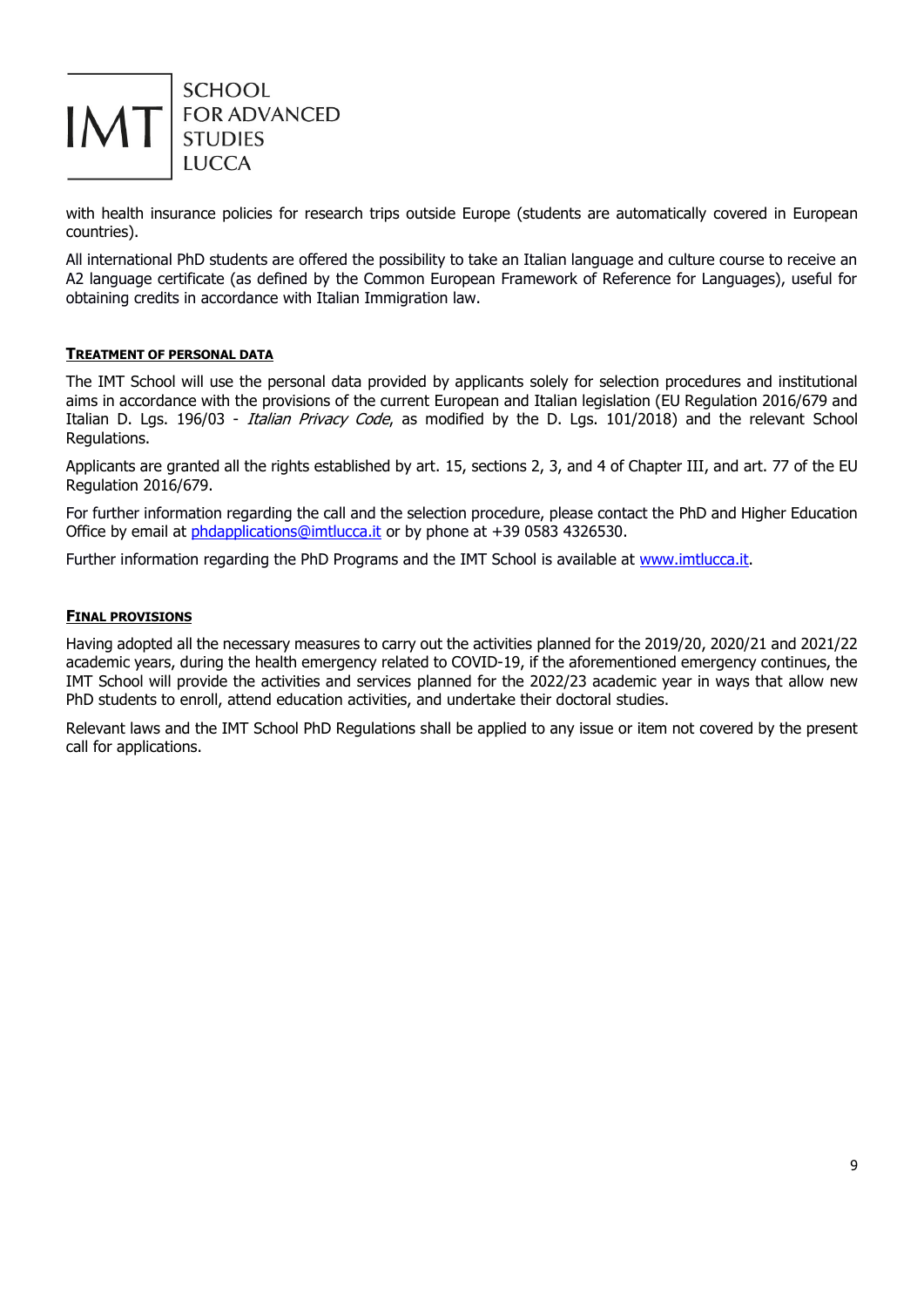with health insurance policies for research trips outside Europe (students are automatically covered in European countries).

All international PhD students are offered the possibility to take an Italian language and culture course to receive an A2 language certificate (as defined by the Common European Framework of Reference for Languages), useful for obtaining credits in accordance with Italian Immigration law.

## TREATMENT OF PERSONAL DATA

The IMT School will use the personal data provided by applicants solely for selection procedures and institutional aims in accordance with the provisions of the current European and Italian legislation (EU Regulation 2016/679 and Italian D. Lgs. 196/03 - *Italian Privacy Code*, as modified by the D. Lgs. 101/2018) and the relevant School Regulations.

Applicants are granted all the rights established by art. 15, sections 2, 3, and 4 of Chapter III, and art. 77 of the EU Regulation 2016/679.

For further information regarding the call and the selection procedure, please contact the PhD and Higher Education Office by email at phdapplications@imtlucca.it or by phone at +39 0583 4326530.

Further information regarding the PhD Programs and the IMT School is available at www.imtlucca.it.

## FINAL PROVISIONS

Having adopted all the necessary measures to carry out the activities planned for the 2019/20, 2020/21 and 2021/22 academic years, during the health emergency related to COVID-19, if the aforementioned emergency continues, the IMT School will provide the activities and services planned for the 2022/23 academic year in ways that allow new PhD students to enroll, attend education activities, and undertake their doctoral studies.

Relevant laws and the IMT School PhD Regulations shall be applied to any issue or item not covered by the present call for applications.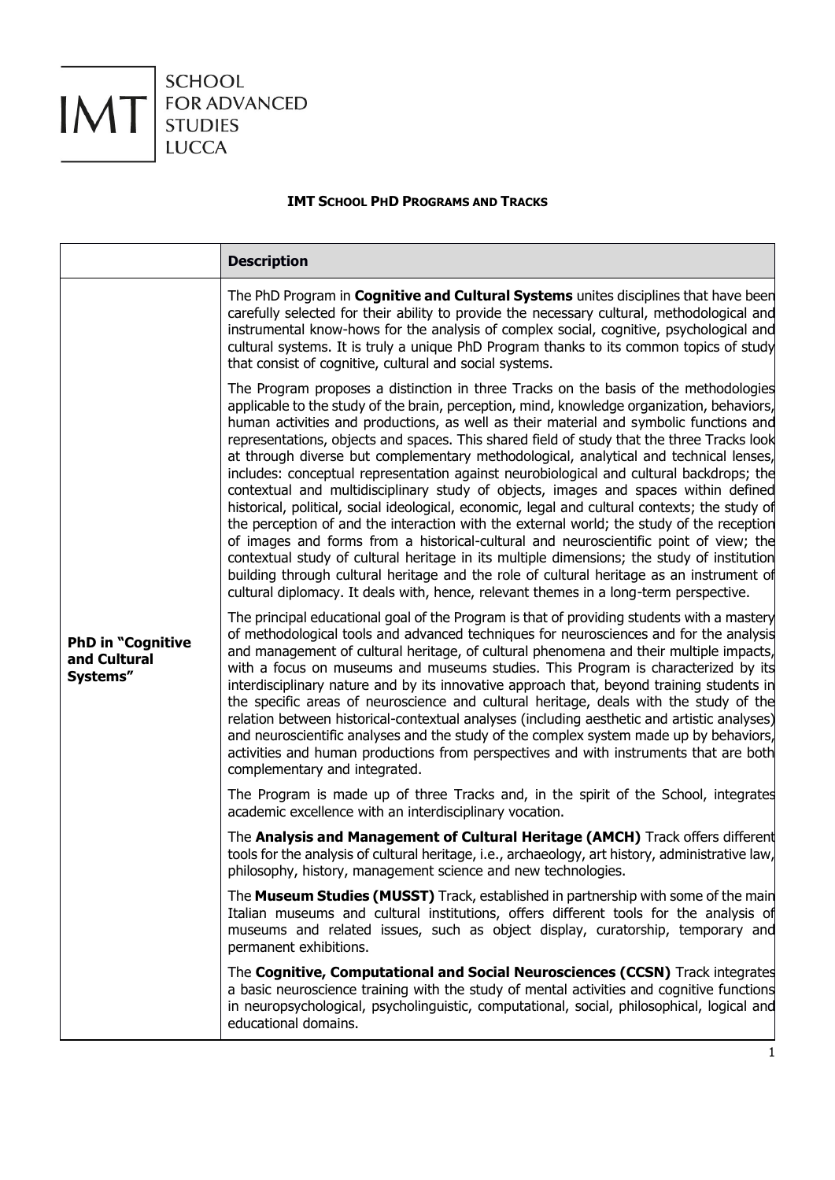SCHOOL FOR ADVANCED STUDIES LUCCA

**IMT SCHOOL PHD PROGRAMS AND TRACKS**

| | **Description** |
|---|---|
| **PhD in "Cognitive and Cultural Systems"** | The PhD Program in **Cognitive and Cultural Systems** unites disciplines that have been carefully selected for their ability to provide the necessary cultural, methodological and instrumental know-hows for the analysis of complex social, cognitive, psychological and cultural systems. It is truly a unique PhD Program thanks to its common topics of study that consist of cognitive, cultural and social systems.<br><br>The Program proposes a distinction in three Tracks on the basis of the methodologies applicable to the study of the brain, perception, mind, knowledge organization, behaviors, human activities and productions, as well as their material and symbolic functions and representations, objects and spaces. This shared field of study that the three Tracks look at through diverse but complementary methodological, analytical and technical lenses, includes: conceptual representation against neurobiological and cultural backdrops; the contextual and multidisciplinary study of objects, images and spaces within defined historical, political, social ideological, economic, legal and cultural contexts; the study of the perception of and the interaction with the external world; the study of the reception of images and forms from a historical-cultural and neuroscientific point of view; the contextual study of cultural heritage in its multiple dimensions; the study of institution building through cultural heritage and the role of cultural heritage as an instrument of cultural diplomacy. It deals with, hence, relevant themes in a long-term perspective.<br><br>The principal educational goal of the Program is that of providing students with a mastery of methodological tools and advanced techniques for neurosciences and for the analysis and management of cultural heritage, of cultural phenomena and their multiple impacts, with a focus on museums and museums studies. This Program is characterized by its interdisciplinary nature and by its innovative approach that, beyond training students in the specific areas of neuroscience and cultural heritage, deals with the study of the relation between historical-contextual analyses (including aesthetic and artistic analyses) and neuroscientific analyses and the study of the complex system made up by behaviors, activities and human productions from perspectives and with instruments that are both complementary and integrated.<br><br>The Program is made up of three Tracks and, in the spirit of the School, integrates academic excellence with an interdisciplinary vocation.<br><br>The **Analysis and Management of Cultural Heritage (AMCH)** Track offers different tools for the analysis of cultural heritage, i.e., archaeology, art history, administrative law, philosophy, history, management science and new technologies.<br><br>The **Museum Studies (MUSST)** Track, established in partnership with some of the main Italian museums and cultural institutions, offers different tools for the analysis of museums and related issues, such as object display, curatorship, temporary and permanent exhibitions.<br><br>The **Cognitive, Computational and Social Neurosciences (CCSN)** Track integrates a basic neuroscience training with the study of mental activities and cognitive functions in neuropsychological, psycholinguistic, computational, social, philosophical, logical and educational domains. |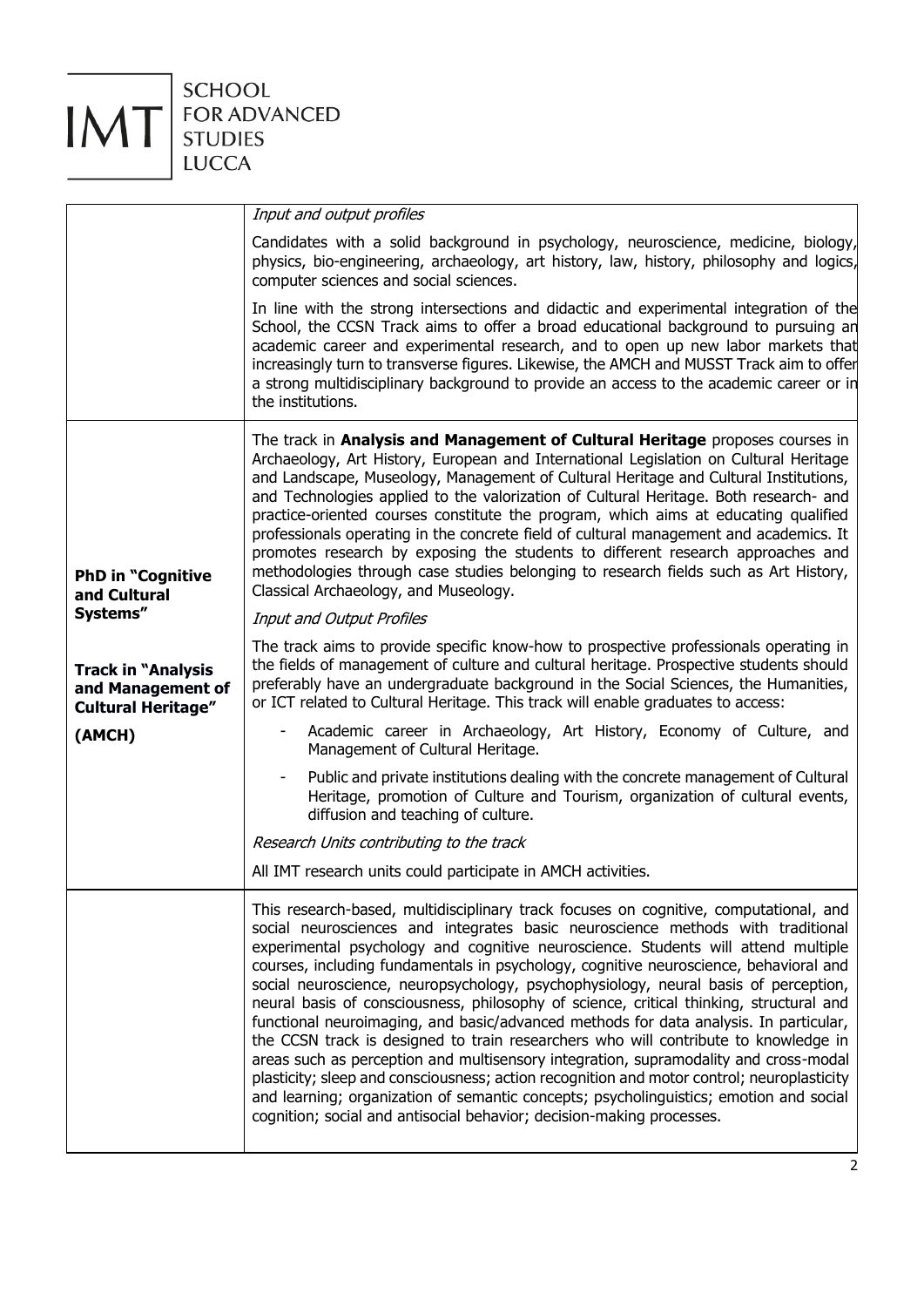| | |
|---|---|
| | *Input and output profiles*<br><br>Candidates with a solid background in psychology, neuroscience, medicine, biology, physics, bio-engineering, archaeology, art history, law, history, philosophy and logics, computer sciences and social sciences.<br><br>In line with the strong intersections and didactic and experimental integration of the School, the CCSN Track aims to offer a broad educational background to pursuing an academic career and experimental research, and to open up new labor markets that increasingly turn to transverse figures. Likewise, the AMCH and MUSST Track aim to offer a strong multidisciplinary background to provide an access to the academic career or in the institutions. |
| **PhD in "Cognitive and Cultural Systems"**<br><br>**Track in "Analysis and Management of Cultural Heritage"**<br><br>**(AMCH)** | The track in **Analysis and Management of Cultural Heritage** proposes courses in Archaeology, Art History, European and International Legislation on Cultural Heritage and Landscape, Museology, Management of Cultural Heritage and Cultural Institutions, and Technologies applied to the valorization of Cultural Heritage. Both research- and practice-oriented courses constitute the program, which aims at educating qualified professionals operating in the concrete field of cultural management and academics. It promotes research by exposing the students to different research approaches and methodologies through case studies belonging to research fields such as Art History, Classical Archaeology, and Museology.<br><br>*Input and Output Profiles*<br><br>The track aims to provide specific know-how to prospective professionals operating in the fields of management of culture and cultural heritage. Prospective students should preferably have an undergraduate background in the Social Sciences, the Humanities, or ICT related to Cultural Heritage. This track will enable graduates to access:<br><br>- Academic career in Archaeology, Art History, Economy of Culture, and Management of Cultural Heritage.<br>- Public and private institutions dealing with the concrete management of Cultural Heritage, promotion of Culture and Tourism, organization of cultural events, diffusion and teaching of culture.<br><br>*Research Units contributing to the track*<br><br>All IMT research units could participate in AMCH activities. |
| | This research-based, multidisciplinary track focuses on cognitive, computational, and social neurosciences and integrates basic neuroscience methods with traditional experimental psychology and cognitive neuroscience. Students will attend multiple courses, including fundamentals in psychology, cognitive neuroscience, behavioral and social neuroscience, neuropsychology, psychophysiology, neural basis of perception, neural basis of consciousness, philosophy of science, critical thinking, structural and functional neuroimaging, and basic/advanced methods for data analysis. In particular, the CCSN track is designed to train researchers who will contribute to knowledge in areas such as perception and multisensory integration, supramodality and cross-modal plasticity; sleep and consciousness; action recognition and motor control; neuroplasticity and learning; organization of semantic concepts; psycholinguistics; emotion and social cognition; social and antisocial behavior; decision-making processes. |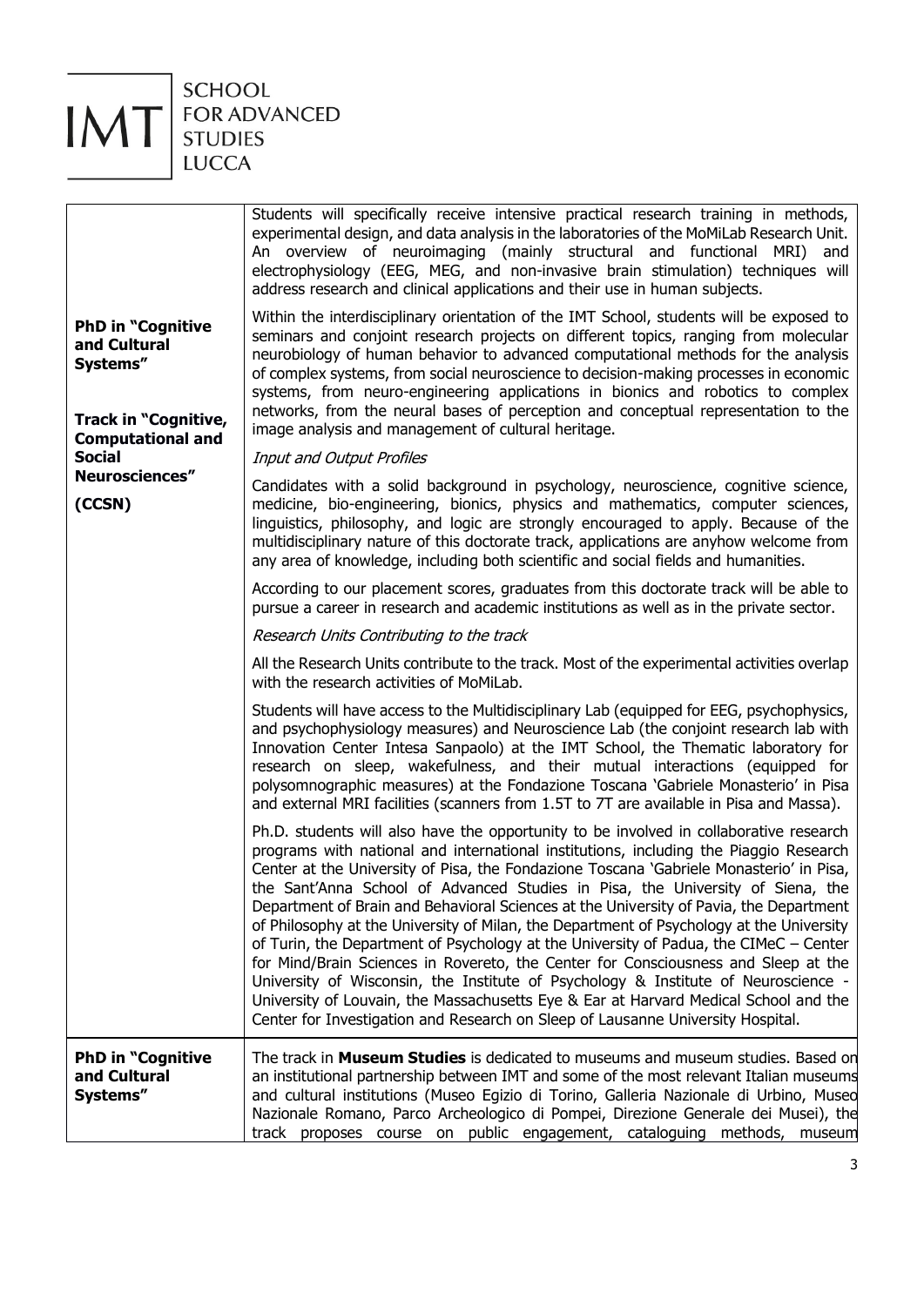| | |
|---|---|
| **PhD in "Cognitive and Cultural Systems"**<br><br>**Track in "Cognitive, Computational and Social Neurosciences"**<br><br>**(CCSN)** | Students will specifically receive intensive practical research training in methods, experimental design, and data analysis in the laboratories of the MoMiLab Research Unit. An overview of neuroimaging (mainly structural and functional MRI) and electrophysiology (EEG, MEG, and non-invasive brain stimulation) techniques will address research and clinical applications and their use in human subjects.<br><br>Within the interdisciplinary orientation of the IMT School, students will be exposed to seminars and conjoint research projects on different topics, ranging from molecular neurobiology of human behavior to advanced computational methods for the analysis of complex systems, from social neuroscience to decision-making processes in economic systems, from neuro-engineering applications in bionics and robotics to complex networks, from the neural bases of perception and conceptual representation to the image analysis and management of cultural heritage.<br><br>*Input and Output Profiles*<br><br>Candidates with a solid background in psychology, neuroscience, cognitive science, medicine, bio-engineering, bionics, physics and mathematics, computer sciences, linguistics, philosophy, and logic are strongly encouraged to apply. Because of the multidisciplinary nature of this doctorate track, applications are anyhow welcome from any area of knowledge, including both scientific and social fields and humanities.<br><br>According to our placement scores, graduates from this doctorate track will be able to pursue a career in research and academic institutions as well as in the private sector.<br><br>*Research Units Contributing to the track*<br><br>All the Research Units contribute to the track. Most of the experimental activities overlap with the research activities of MoMiLab.<br><br>Students will have access to the Multidisciplinary Lab (equipped for EEG, psychophysics, and psychophysiology measures) and Neuroscience Lab (the conjoint research lab with Innovation Center Intesa Sanpaolo) at the IMT School, the Thematic laboratory for research on sleep, wakefulness, and their mutual interactions (equipped for polysomnographic measures) at the Fondazione Toscana 'Gabriele Monasterio' in Pisa and external MRI facilities (scanners from 1.5T to 7T are available in Pisa and Massa).<br><br>Ph.D. students will also have the opportunity to be involved in collaborative research programs with national and international institutions, including the Piaggio Research Center at the University of Pisa, the Fondazione Toscana 'Gabriele Monasterio' in Pisa, the Sant'Anna School of Advanced Studies in Pisa, the University of Siena, the Department of Brain and Behavioral Sciences at the University of Pavia, the Department of Philosophy at the University of Milan, the Department of Psychology at the University of Turin, the Department of Psychology at the University of Padua, the CIMeC – Center for Mind/Brain Sciences in Rovereto, the Center for Consciousness and Sleep at the University of Wisconsin, the Institute of Psychology & Institute of Neuroscience - University of Louvain, the Massachusetts Eye & Ear at Harvard Medical School and the Center for Investigation and Research on Sleep of Lausanne University Hospital. |
| **PhD in "Cognitive and Cultural Systems"** | The track in **Museum Studies** is dedicated to museums and museum studies. Based on an institutional partnership between IMT and some of the most relevant Italian museums and cultural institutions (Museo Egizio di Torino, Galleria Nazionale di Urbino, Museo Nazionale Romano, Parco Archeologico di Pompei, Direzione Generale dei Musei), the track proposes course on public engagement, cataloguing methods, museum |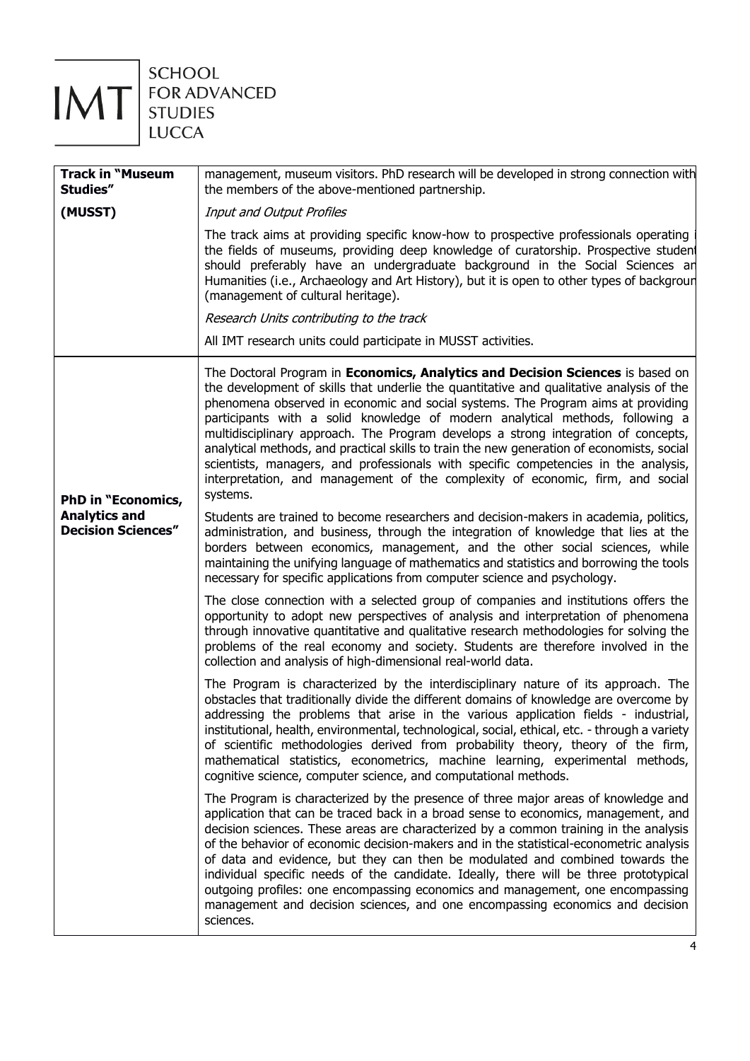| | |
|---|---|
| **Track in "Museum Studies"**<br><br>**(MUSST)** | management, museum visitors. PhD research will be developed in strong connection with the members of the above-mentioned partnership.<br><br>*Input and Output Profiles*<br><br>The track aims at providing specific know-how to prospective professionals operating i the fields of museums, providing deep knowledge of curatorship. Prospective student should preferably have an undergraduate background in the Social Sciences an Humanities (i.e., Archaeology and Art History), but it is open to other types of backgroun (management of cultural heritage).<br><br>*Research Units contributing to the track*<br><br>All IMT research units could participate in MUSST activities. |
| **PhD in "Economics, Analytics and Decision Sciences"** | The Doctoral Program in **Economics, Analytics and Decision Sciences** is based on the development of skills that underlie the quantitative and qualitative analysis of the phenomena observed in economic and social systems. The Program aims at providing participants with a solid knowledge of modern analytical methods, following a multidisciplinary approach. The Program develops a strong integration of concepts, analytical methods, and practical skills to train the new generation of economists, social scientists, managers, and professionals with specific competencies in the analysis, interpretation, and management of the complexity of economic, firm, and social systems.<br><br>Students are trained to become researchers and decision-makers in academia, politics, administration, and business, through the integration of knowledge that lies at the borders between economics, management, and the other social sciences, while maintaining the unifying language of mathematics and statistics and borrowing the tools necessary for specific applications from computer science and psychology.<br><br>The close connection with a selected group of companies and institutions offers the opportunity to adopt new perspectives of analysis and interpretation of phenomena through innovative quantitative and qualitative research methodologies for solving the problems of the real economy and society. Students are therefore involved in the collection and analysis of high-dimensional real-world data.<br><br>The Program is characterized by the interdisciplinary nature of its approach. The obstacles that traditionally divide the different domains of knowledge are overcome by addressing the problems that arise in the various application fields - industrial, institutional, health, environmental, technological, social, ethical, etc. - through a variety of scientific methodologies derived from probability theory, theory of the firm, mathematical statistics, econometrics, machine learning, experimental methods, cognitive science, computer science, and computational methods.<br><br>The Program is characterized by the presence of three major areas of knowledge and application that can be traced back in a broad sense to economics, management, and decision sciences. These areas are characterized by a common training in the analysis of the behavior of economic decision-makers and in the statistical-econometric analysis of data and evidence, but they can then be modulated and combined towards the individual specific needs of the candidate. Ideally, there will be three prototypical outgoing profiles: one encompassing economics and management, one encompassing management and decision sciences, and one encompassing economics and decision sciences. |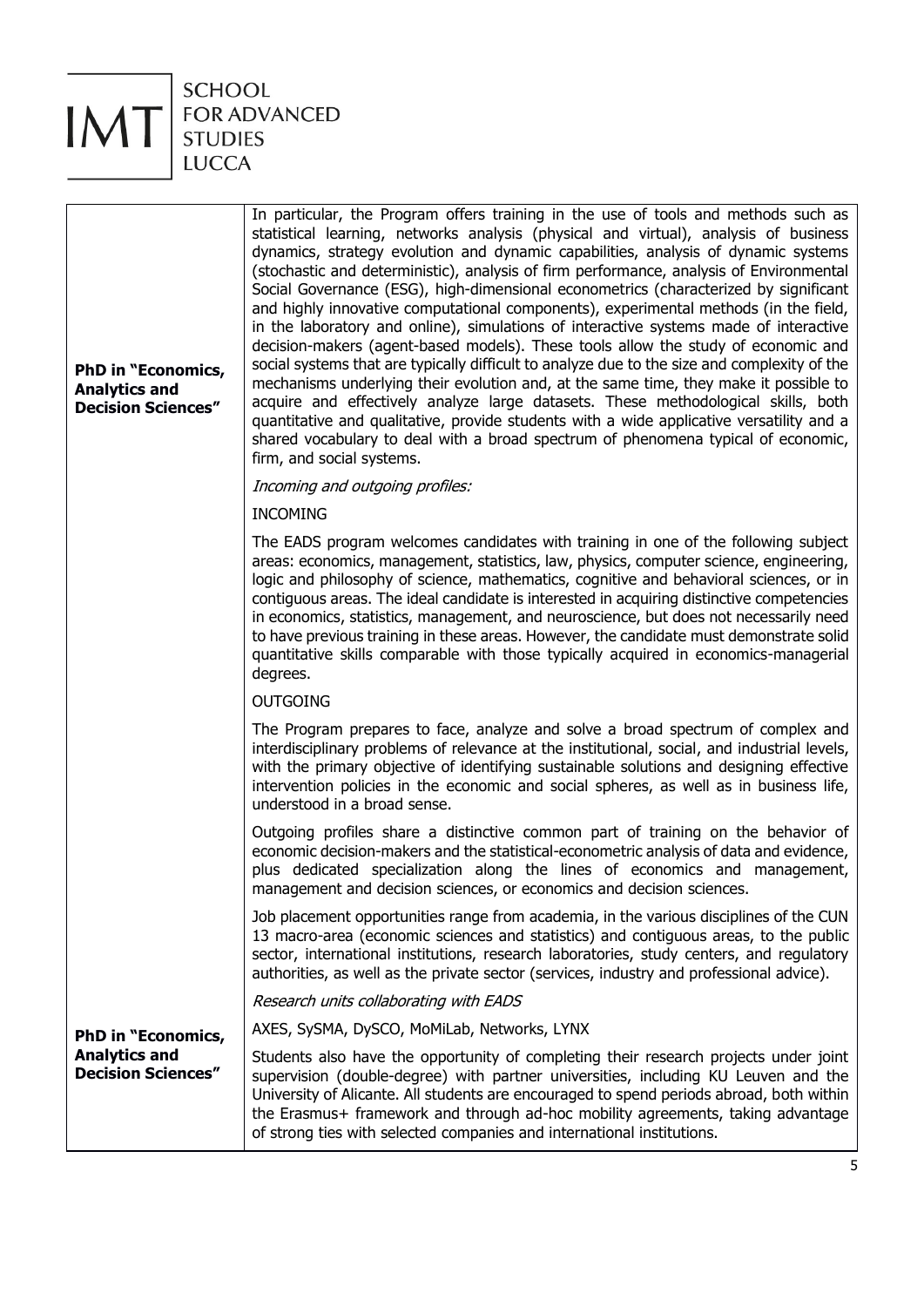| | |
|---|---|
| **PhD in "Economics, Analytics and Decision Sciences"** | In particular, the Program offers training in the use of tools and methods such as statistical learning, networks analysis (physical and virtual), analysis of business dynamics, strategy evolution and dynamic capabilities, analysis of dynamic systems (stochastic and deterministic), analysis of firm performance, analysis of Environmental Social Governance (ESG), high-dimensional econometrics (characterized by significant and highly innovative computational components), experimental methods (in the field, in the laboratory and online), simulations of interactive systems made of interactive decision-makers (agent-based models). These tools allow the study of economic and social systems that are typically difficult to analyze due to the size and complexity of the mechanisms underlying their evolution and, at the same time, they make it possible to acquire and effectively analyze large datasets. These methodological skills, both quantitative and qualitative, provide students with a wide applicative versatility and a shared vocabulary to deal with a broad spectrum of phenomena typical of economic, firm, and social systems.<br><br>*Incoming and outgoing profiles:*<br><br>INCOMING<br><br>The EADS program welcomes candidates with training in one of the following subject areas: economics, management, statistics, law, physics, computer science, engineering, logic and philosophy of science, mathematics, cognitive and behavioral sciences, or in contiguous areas. The ideal candidate is interested in acquiring distinctive competencies in economics, statistics, management, and neuroscience, but does not necessarily need to have previous training in these areas. However, the candidate must demonstrate solid quantitative skills comparable with those typically acquired in economics-managerial degrees.<br><br>OUTGOING<br><br>The Program prepares to face, analyze and solve a broad spectrum of complex and interdisciplinary problems of relevance at the institutional, social, and industrial levels, with the primary objective of identifying sustainable solutions and designing effective intervention policies in the economic and social spheres, as well as in business life, understood in a broad sense.<br><br>Outgoing profiles share a distinctive common part of training on the behavior of economic decision-makers and the statistical-econometric analysis of data and evidence, plus dedicated specialization along the lines of economics and management, management and decision sciences, or economics and decision sciences.<br><br>Job placement opportunities range from academia, in the various disciplines of the CUN 13 macro-area (economic sciences and statistics) and contiguous areas, to the public sector, international institutions, research laboratories, study centers, and regulatory authorities, as well as the private sector (services, industry and professional advice). |
| **PhD in "Economics, Analytics and Decision Sciences"** | *Research units collaborating with EADS*<br><br>AXES, SySMA, DySCO, MoMiLab, Networks, LYNX<br><br>Students also have the opportunity of completing their research projects under joint supervision (double-degree) with partner universities, including KU Leuven and the University of Alicante. All students are encouraged to spend periods abroad, both within the Erasmus+ framework and through ad-hoc mobility agreements, taking advantage of strong ties with selected companies and international institutions. |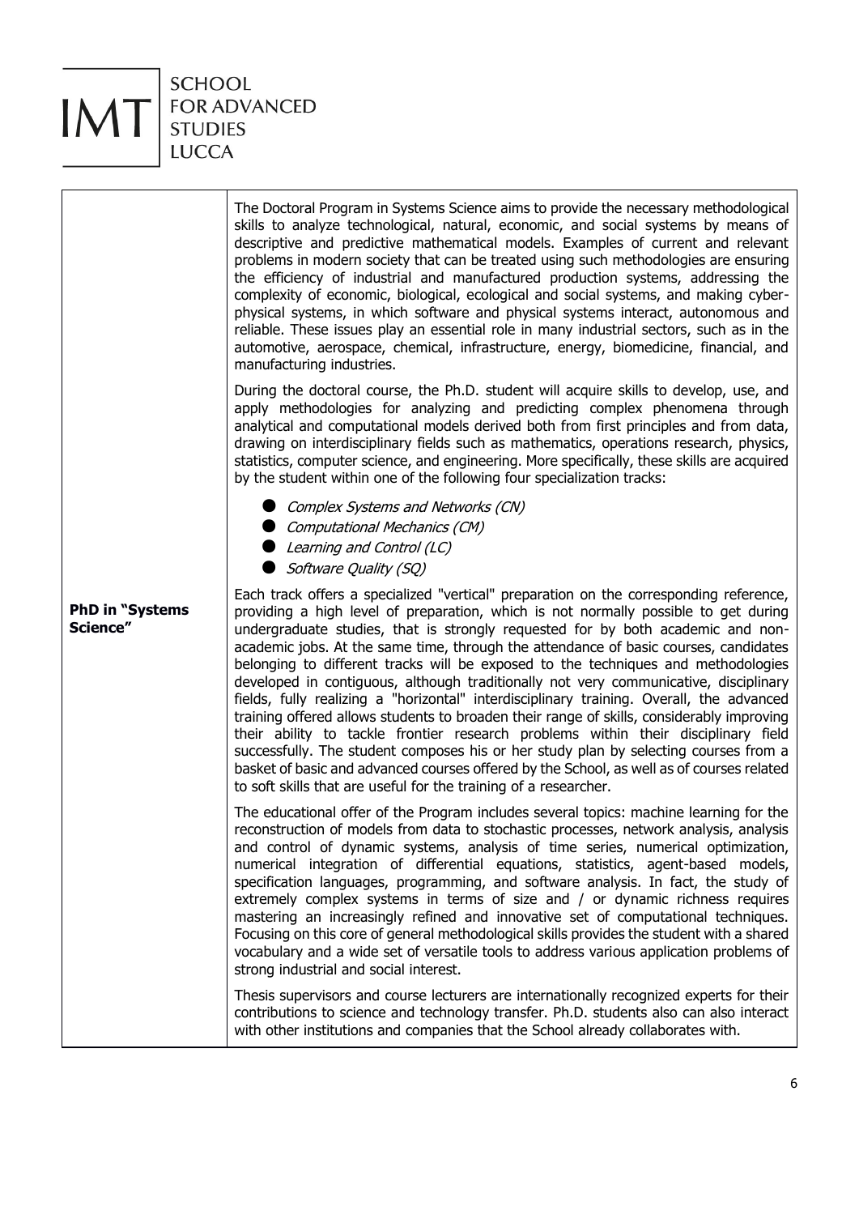| | |
|---|---|
| **PhD in "Systems Science"** | The Doctoral Program in Systems Science aims to provide the necessary methodological skills to analyze technological, natural, economic, and social systems by means of descriptive and predictive mathematical models. Examples of current and relevant problems in modern society that can be treated using such methodologies are ensuring the efficiency of industrial and manufactured production systems, addressing the complexity of economic, biological, ecological and social systems, and making cyber-physical systems, in which software and physical systems interact, autonomous and reliable. These issues play an essential role in many industrial sectors, such as in the automotive, aerospace, chemical, infrastructure, energy, biomedicine, financial, and manufacturing industries.<br><br>During the doctoral course, the Ph.D. student will acquire skills to develop, use, and apply methodologies for analyzing and predicting complex phenomena through analytical and computational models derived both from first principles and from data, drawing on interdisciplinary fields such as mathematics, operations research, physics, statistics, computer science, and engineering. More specifically, these skills are acquired by the student within one of the following four specialization tracks:<br><br>● *Complex Systems and Networks (CN)*<br>● *Computational Mechanics (CM)*<br>● *Learning and Control (LC)*<br>● *Software Quality (SQ)*<br><br>Each track offers a specialized "vertical" preparation on the corresponding reference, providing a high level of preparation, which is not normally possible to get during undergraduate studies, that is strongly requested for by both academic and non-academic jobs. At the same time, through the attendance of basic courses, candidates belonging to different tracks will be exposed to the techniques and methodologies developed in contiguous, although traditionally not very communicative, disciplinary fields, fully realizing a "horizontal" interdisciplinary training. Overall, the advanced training offered allows students to broaden their range of skills, considerably improving their ability to tackle frontier research problems within their disciplinary field successfully. The student composes his or her study plan by selecting courses from a basket of basic and advanced courses offered by the School, as well as of courses related to soft skills that are useful for the training of a researcher.<br><br>The educational offer of the Program includes several topics: machine learning for the reconstruction of models from data to stochastic processes, network analysis, analysis and control of dynamic systems, analysis of time series, numerical optimization, numerical integration of differential equations, statistics, agent-based models, specification languages, programming, and software analysis. In fact, the study of extremely complex systems in terms of size and / or dynamic richness requires mastering an increasingly refined and innovative set of computational techniques. Focusing on this core of general methodological skills provides the student with a shared vocabulary and a wide set of versatile tools to address various application problems of strong industrial and social interest.<br><br>Thesis supervisors and course lecturers are internationally recognized experts for their contributions to science and technology transfer. Ph.D. students also can also interact with other institutions and companies that the School already collaborates with. |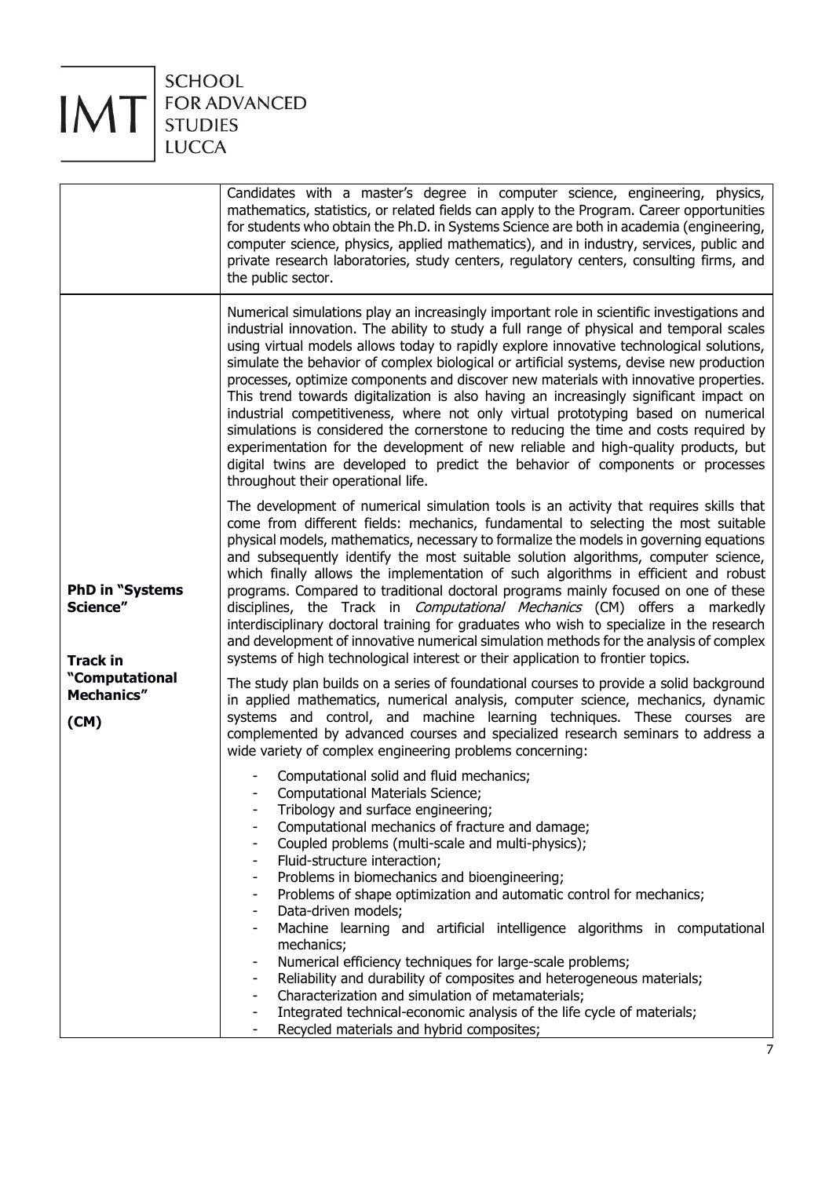| | |
|---|---|
| | Candidates with a master's degree in computer science, engineering, physics, mathematics, statistics, or related fields can apply to the Program. Career opportunities for students who obtain the Ph.D. in Systems Science are both in academia (engineering, computer science, physics, applied mathematics), and in industry, services, public and private research laboratories, study centers, regulatory centers, consulting firms, and the public sector. |
| **PhD in "Systems Science"**<br><br>**Track in "Computational Mechanics"**<br><br>**(CM)** | Numerical simulations play an increasingly important role in scientific investigations and industrial innovation. The ability to study a full range of physical and temporal scales using virtual models allows today to rapidly explore innovative technological solutions, simulate the behavior of complex biological or artificial systems, devise new production processes, optimize components and discover new materials with innovative properties. This trend towards digitalization is also having an increasingly significant impact on industrial competitiveness, where not only virtual prototyping based on numerical simulations is considered the cornerstone to reducing the time and costs required by experimentation for the development of new reliable and high-quality products, but digital twins are developed to predict the behavior of components or processes throughout their operational life.<br><br>The development of numerical simulation tools is an activity that requires skills that come from different fields: mechanics, fundamental to selecting the most suitable physical models, mathematics, necessary to formalize the models in governing equations and subsequently identify the most suitable solution algorithms, computer science, which finally allows the implementation of such algorithms in efficient and robust programs. Compared to traditional doctoral programs mainly focused on one of these disciplines, the Track in *Computational Mechanics* (CM) offers a markedly interdisciplinary doctoral training for graduates who wish to specialize in the research and development of innovative numerical simulation methods for the analysis of complex systems of high technological interest or their application to frontier topics.<br><br>The study plan builds on a series of foundational courses to provide a solid background in applied mathematics, numerical analysis, computer science, mechanics, dynamic systems and control, and machine learning techniques. These courses are complemented by advanced courses and specialized research seminars to address a wide variety of complex engineering problems concerning:<br><br>- Computational solid and fluid mechanics;<br>- Computational Materials Science;<br>- Tribology and surface engineering;<br>- Computational mechanics of fracture and damage;<br>- Coupled problems (multi-scale and multi-physics);<br>- Fluid-structure interaction;<br>- Problems in biomechanics and bioengineering;<br>- Problems of shape optimization and automatic control for mechanics;<br>- Data-driven models;<br>- Machine learning and artificial intelligence algorithms in computational mechanics;<br>- Numerical efficiency techniques for large-scale problems;<br>- Reliability and durability of composites and heterogeneous materials;<br>- Characterization and simulation of metamaterials;<br>- Integrated technical-economic analysis of the life cycle of materials;<br>- Recycled materials and hybrid composites; |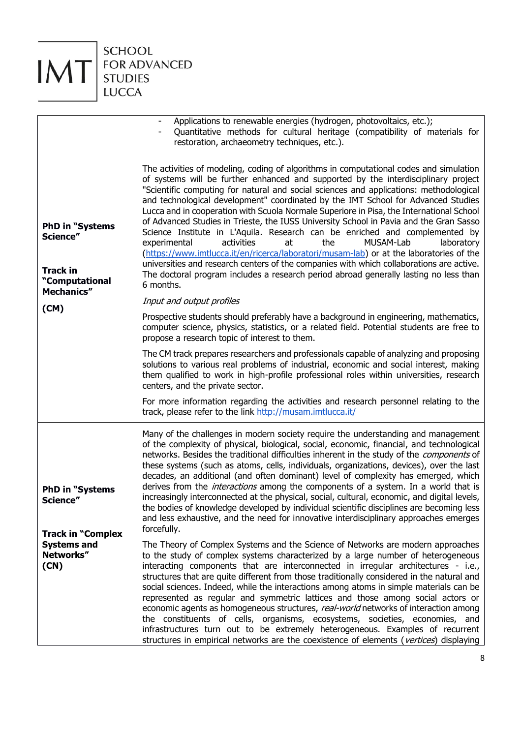| | |
|---|---|
| **PhD in "Systems Science"**<br><br>**Track in "Computational Mechanics"**<br><br>**(CM)** | - Applications to renewable energies (hydrogen, photovoltaics, etc.);<br>- Quantitative methods for cultural heritage (compatibility of materials for restoration, archaeometry techniques, etc.).<br><br>The activities of modeling, coding of algorithms in computational codes and simulation of systems will be further enhanced and supported by the interdisciplinary project "Scientific computing for natural and social sciences and applications: methodological and technological development" coordinated by the IMT School for Advanced Studies Lucca and in cooperation with Scuola Normale Superiore in Pisa, the International School of Advanced Studies in Trieste, the IUSS University School in Pavia and the Gran Sasso Science Institute in L'Aquila. Research can be enriched and complemented by experimental activities at the MUSAM-Lab laboratory ([https://www.imtlucca.it/en/ricerca/laboratori/musam-lab](https://www.imtlucca.it/en/ricerca/laboratori/musam-lab)) or at the laboratories of the universities and research centers of the companies with which collaborations are active. The doctoral program includes a research period abroad generally lasting no less than 6 months.<br><br>*Input and output profiles*<br><br>Prospective students should preferably have a background in engineering, mathematics, computer science, physics, statistics, or a related field. Potential students are free to propose a research topic of interest to them.<br><br>The CM track prepares researchers and professionals capable of analyzing and proposing solutions to various real problems of industrial, economic and social interest, making them qualified to work in high-profile professional roles within universities, research centers, and the private sector.<br><br>For more information regarding the activities and research personnel relating to the track, please refer to the link [http://musam.imtlucca.it/](http://musam.imtlucca.it/) |
| **PhD in "Systems Science"**<br><br>**Track in "Complex Systems and Networks" (CN)** | Many of the challenges in modern society require the understanding and management of the complexity of physical, biological, social, economic, financial, and technological networks. Besides the traditional difficulties inherent in the study of the *components* of these systems (such as atoms, cells, individuals, organizations, devices), over the last decades, an additional (and often dominant) level of complexity has emerged, which derives from the *interactions* among the components of a system. In a world that is increasingly interconnected at the physical, social, cultural, economic, and digital levels, the bodies of knowledge developed by individual scientific disciplines are becoming less and less exhaustive, and the need for innovative interdisciplinary approaches emerges forcefully.<br><br>The Theory of Complex Systems and the Science of Networks are modern approaches to the study of complex systems characterized by a large number of heterogeneous interacting components that are interconnected in irregular architectures - i.e., structures that are quite different from those traditionally considered in the natural and social sciences. Indeed, while the interactions among atoms in simple materials can be represented as regular and symmetric lattices and those among social actors or economic agents as homogeneous structures, *real-world* networks of interaction among the constituents of cells, organisms, ecosystems, societies, economies, and infrastructures turn out to be extremely heterogeneous. Examples of recurrent structures in empirical networks are the coexistence of elements (*vertices*) displaying |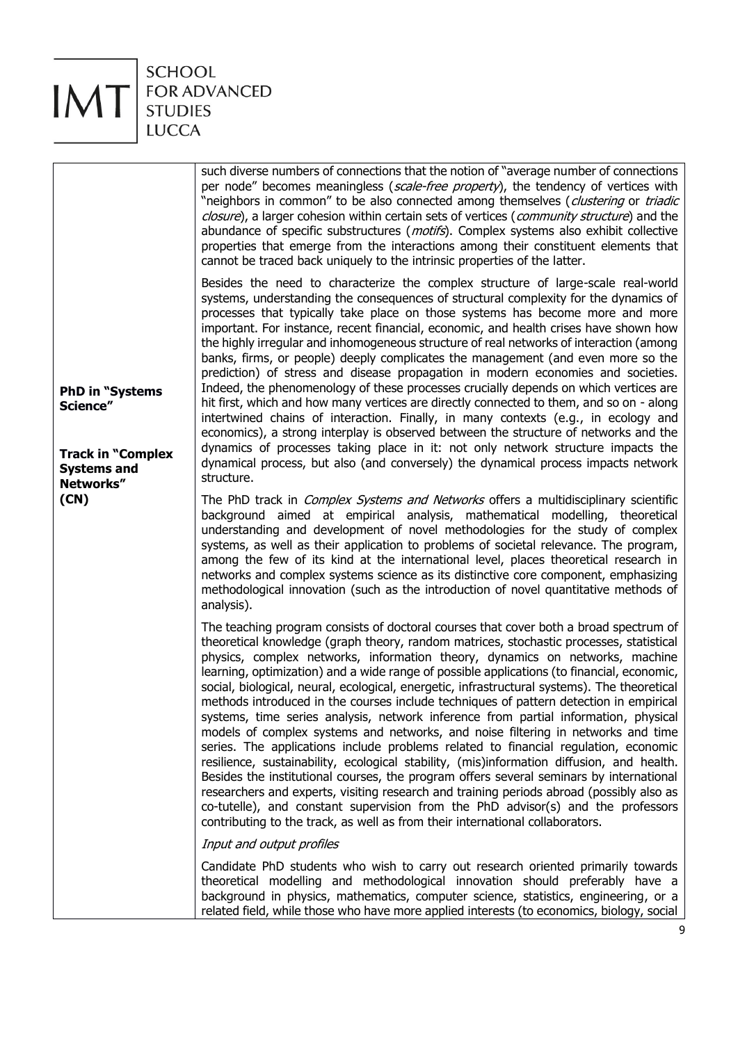| | |
|---|---|
| **PhD in "Systems Science"**<br><br>**Track in "Complex Systems and Networks" (CN)** | such diverse numbers of connections that the notion of "average number of connections per node" becomes meaningless (*scale-free property*), the tendency of vertices with "neighbors in common" to be also connected among themselves (*clustering* or *triadic closure*), a larger cohesion within certain sets of vertices (*community structure*) and the abundance of specific substructures (*motifs*). Complex systems also exhibit collective properties that emerge from the interactions among their constituent elements that cannot be traced back uniquely to the intrinsic properties of the latter.<br><br>Besides the need to characterize the complex structure of large-scale real-world systems, understanding the consequences of structural complexity for the dynamics of processes that typically take place on those systems has become more and more important. For instance, recent financial, economic, and health crises have shown how the highly irregular and inhomogeneous structure of real networks of interaction (among banks, firms, or people) deeply complicates the management (and even more so the prediction) of stress and disease propagation in modern economies and societies. Indeed, the phenomenology of these processes crucially depends on which vertices are hit first, which and how many vertices are directly connected to them, and so on - along intertwined chains of interaction. Finally, in many contexts (e.g., in ecology and economics), a strong interplay is observed between the structure of networks and the dynamics of processes taking place in it: not only network structure impacts the dynamical process, but also (and conversely) the dynamical process impacts network structure.<br><br>The PhD track in *Complex Systems and Networks* offers a multidisciplinary scientific background aimed at empirical analysis, mathematical modelling, theoretical understanding and development of novel methodologies for the study of complex systems, as well as their application to problems of societal relevance. The program, among the few of its kind at the international level, places theoretical research in networks and complex systems science as its distinctive core component, emphasizing methodological innovation (such as the introduction of novel quantitative methods of analysis).<br><br>The teaching program consists of doctoral courses that cover both a broad spectrum of theoretical knowledge (graph theory, random matrices, stochastic processes, statistical physics, complex networks, information theory, dynamics on networks, machine learning, optimization) and a wide range of possible applications (to financial, economic, social, biological, neural, ecological, energetic, infrastructural systems). The theoretical methods introduced in the courses include techniques of pattern detection in empirical systems, time series analysis, network inference from partial information, physical models of complex systems and networks, and noise filtering in networks and time series. The applications include problems related to financial regulation, economic resilience, sustainability, ecological stability, (mis)information diffusion, and health. Besides the institutional courses, the program offers several seminars by international researchers and experts, visiting research and training periods abroad (possibly also as co-tutelle), and constant supervision from the PhD advisor(s) and the professors contributing to the track, as well as from their international collaborators.<br><br>*Input and output profiles*<br><br>Candidate PhD students who wish to carry out research oriented primarily towards theoretical modelling and methodological innovation should preferably have a background in physics, mathematics, computer science, statistics, engineering, or a related field, while those who have more applied interests (to economics, biology, social |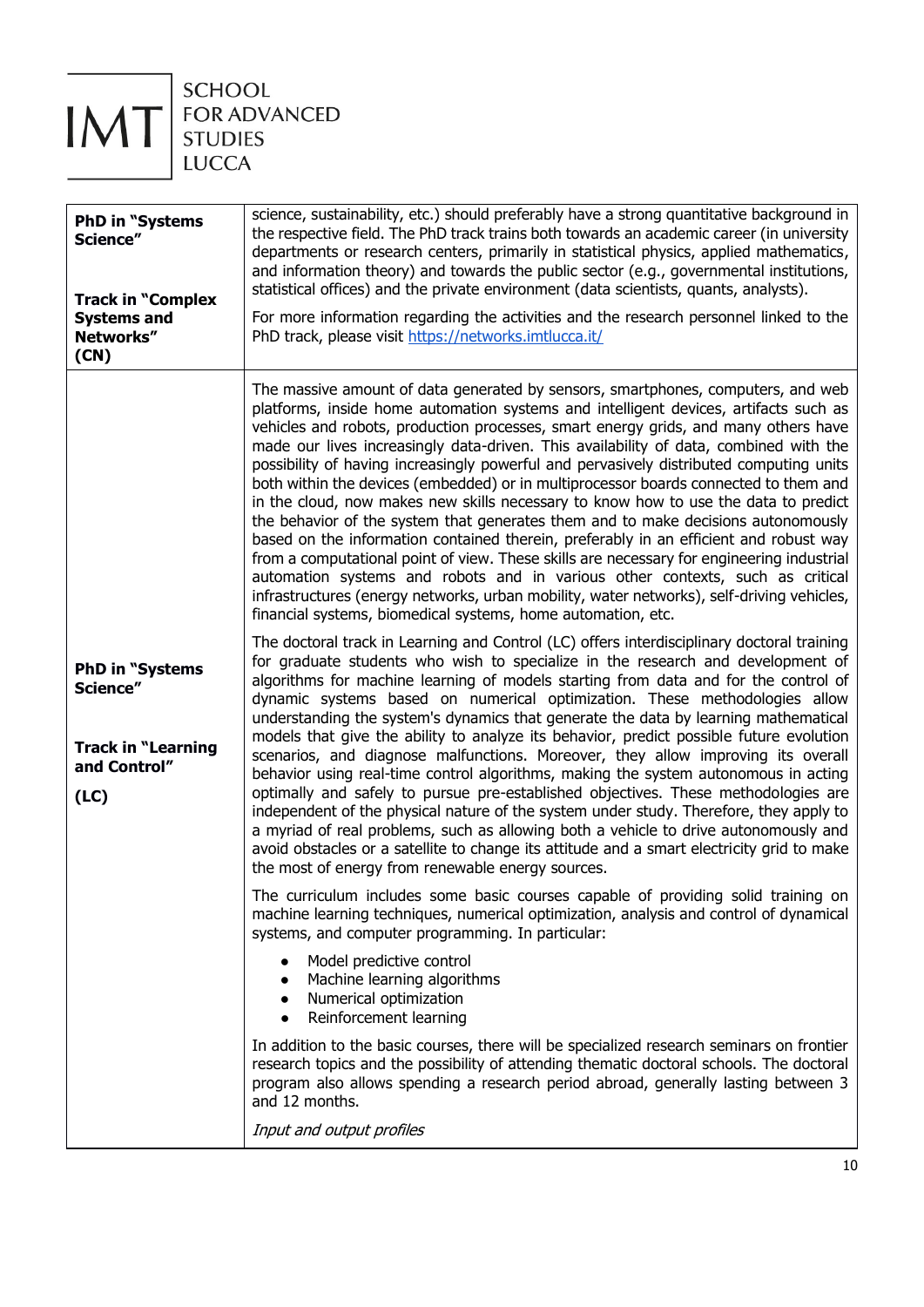| | |
|---|---|
| **PhD in "Systems Science"**<br><br>**Track in "Complex Systems and Networks" (CN)** | science, sustainability, etc.) should preferably have a strong quantitative background in the respective field. The PhD track trains both towards an academic career (in university departments or research centers, primarily in statistical physics, applied mathematics, and information theory) and towards the public sector (e.g., governmental institutions, statistical offices) and the private environment (data scientists, quants, analysts).<br><br>For more information regarding the activities and the research personnel linked to the PhD track, please visit [https://networks.imtlucca.it/](https://networks.imtlucca.it/) |
| **PhD in "Systems Science"**<br><br>**Track in "Learning and Control"**<br><br>**(LC)** | The massive amount of data generated by sensors, smartphones, computers, and web platforms, inside home automation systems and intelligent devices, artifacts such as vehicles and robots, production processes, smart energy grids, and many others have made our lives increasingly data-driven. This availability of data, combined with the possibility of having increasingly powerful and pervasively distributed computing units both within the devices (embedded) or in multiprocessor boards connected to them and in the cloud, now makes new skills necessary to know how to use the data to predict the behavior of the system that generates them and to make decisions autonomously based on the information contained therein, preferably in an efficient and robust way from a computational point of view. These skills are necessary for engineering industrial automation systems and robots and in various other contexts, such as critical infrastructures (energy networks, urban mobility, water networks), self-driving vehicles, financial systems, biomedical systems, home automation, etc.<br><br>The doctoral track in Learning and Control (LC) offers interdisciplinary doctoral training for graduate students who wish to specialize in the research and development of algorithms for machine learning of models starting from data and for the control of dynamic systems based on numerical optimization. These methodologies allow understanding the system's dynamics that generate the data by learning mathematical models that give the ability to analyze its behavior, predict possible future evolution scenarios, and diagnose malfunctions. Moreover, they allow improving its overall behavior using real-time control algorithms, making the system autonomous in acting optimally and safely to pursue pre-established objectives. These methodologies are independent of the physical nature of the system under study. Therefore, they apply to a myriad of real problems, such as allowing both a vehicle to drive autonomously and avoid obstacles or a satellite to change its attitude and a smart electricity grid to make the most of energy from renewable energy sources.<br><br>The curriculum includes some basic courses capable of providing solid training on machine learning techniques, numerical optimization, analysis and control of dynamical systems, and computer programming. In particular:<br><br>• Model predictive control<br>• Machine learning algorithms<br>• Numerical optimization<br>• Reinforcement learning<br><br>In addition to the basic courses, there will be specialized research seminars on frontier research topics and the possibility of attending thematic doctoral schools. The doctoral program also allows spending a research period abroad, generally lasting between 3 and 12 months.<br><br>*Input and output profiles* |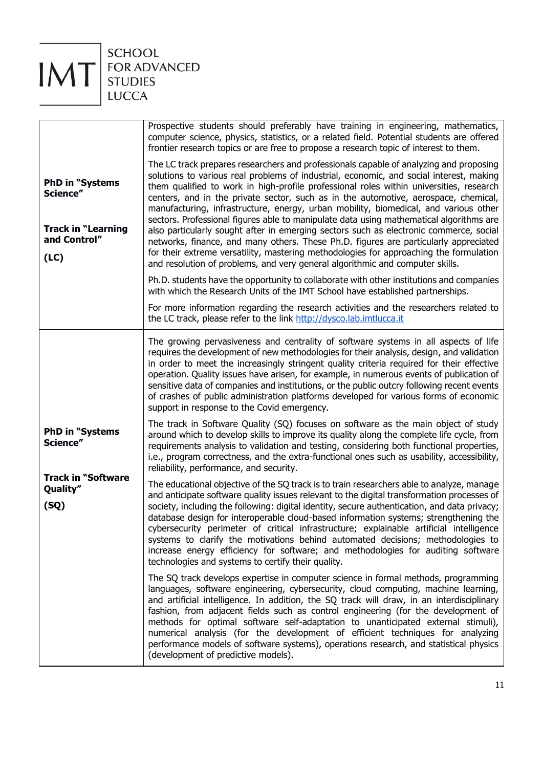| | |
|---|---|
| **PhD in "Systems Science"**<br><br>**Track in "Learning and Control"**<br><br>**(LC)** | Prospective students should preferably have training in engineering, mathematics, computer science, physics, statistics, or a related field. Potential students are offered frontier research topics or are free to propose a research topic of interest to them.<br><br>The LC track prepares researchers and professionals capable of analyzing and proposing solutions to various real problems of industrial, economic, and social interest, making them qualified to work in high-profile professional roles within universities, research centers, and in the private sector, such as in the automotive, aerospace, chemical, manufacturing, infrastructure, energy, urban mobility, biomedical, and various other sectors. Professional figures able to manipulate data using mathematical algorithms are also particularly sought after in emerging sectors such as electronic commerce, social networks, finance, and many others. These Ph.D. figures are particularly appreciated for their extreme versatility, mastering methodologies for approaching the formulation and resolution of problems, and very general algorithmic and computer skills.<br><br>Ph.D. students have the opportunity to collaborate with other institutions and companies with which the Research Units of the IMT School have established partnerships.<br><br>For more information regarding the research activities and the researchers related to the LC track, please refer to the link [http://dysco.lab.imtlucca.it](http://dysco.lab.imtlucca.it) |
| **PhD in "Systems Science"**<br><br>**Track in "Software Quality"**<br><br>**(SQ)** | The growing pervasiveness and centrality of software systems in all aspects of life requires the development of new methodologies for their analysis, design, and validation in order to meet the increasingly stringent quality criteria required for their effective operation. Quality issues have arisen, for example, in numerous events of publication of sensitive data of companies and institutions, or the public outcry following recent events of crashes of public administration platforms developed for various forms of economic support in response to the Covid emergency.<br><br>The track in Software Quality (SQ) focuses on software as the main object of study around which to develop skills to improve its quality along the complete life cycle, from requirements analysis to validation and testing, considering both functional properties, i.e., program correctness, and the extra-functional ones such as usability, accessibility, reliability, performance, and security.<br><br>The educational objective of the SQ track is to train researchers able to analyze, manage and anticipate software quality issues relevant to the digital transformation processes of society, including the following: digital identity, secure authentication, and data privacy; database design for interoperable cloud-based information systems; strengthening the cybersecurity perimeter of critical infrastructure; explainable artificial intelligence systems to clarify the motivations behind automated decisions; methodologies to increase energy efficiency for software; and methodologies for auditing software technologies and systems to certify their quality.<br><br>The SQ track develops expertise in computer science in formal methods, programming languages, software engineering, cybersecurity, cloud computing, machine learning, and artificial intelligence. In addition, the SQ track will draw, in an interdisciplinary fashion, from adjacent fields such as control engineering (for the development of methods for optimal software self-adaptation to unanticipated external stimuli), numerical analysis (for the development of efficient techniques for analyzing performance models of software systems), operations research, and statistical physics (development of predictive models). |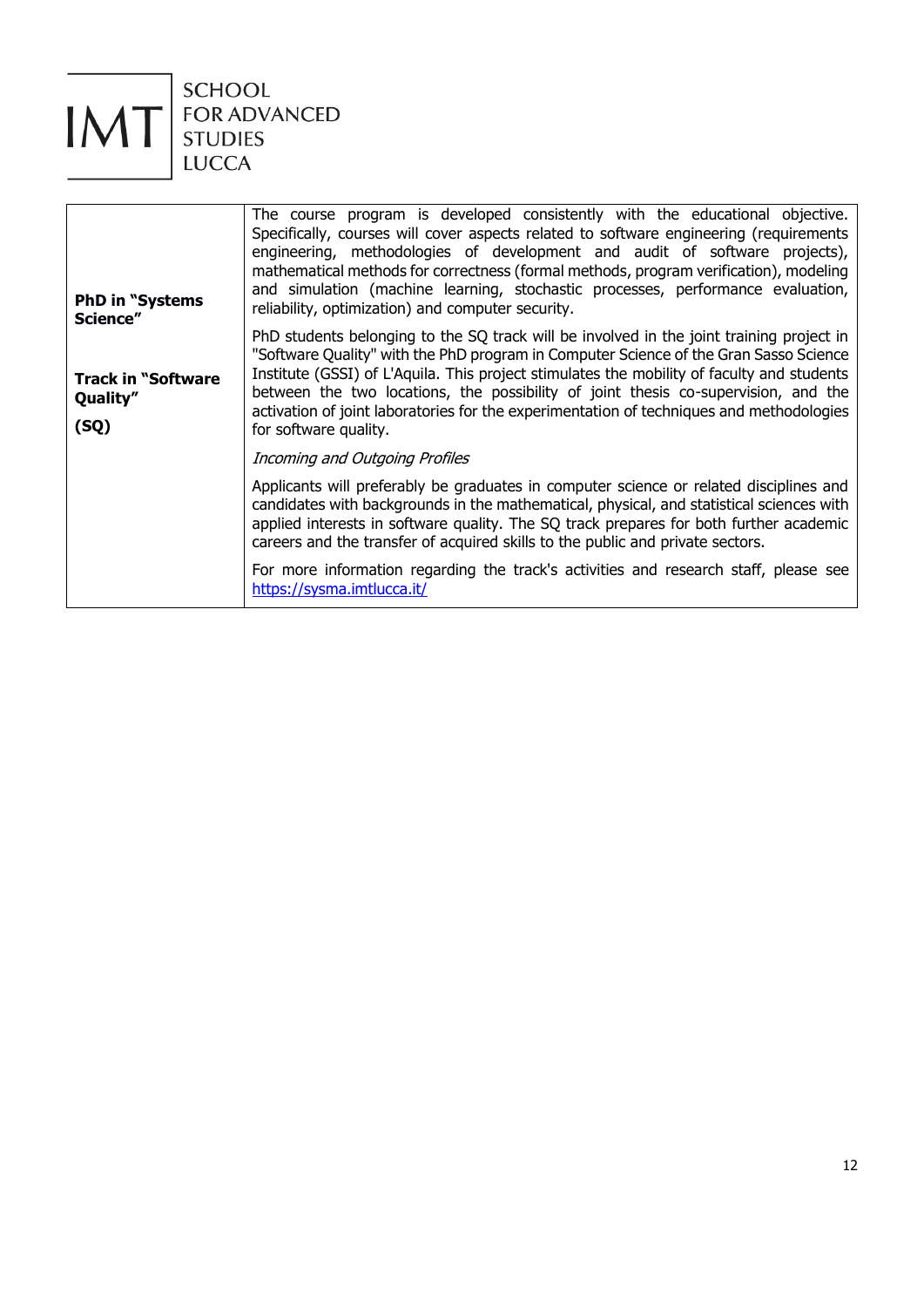| | |
|---|---|
| **PhD in "Systems Science"**<br><br>**Track in "Software Quality" (SQ)** | The course program is developed consistently with the educational objective. Specifically, courses will cover aspects related to software engineering (requirements engineering, methodologies of development and audit of software projects), mathematical methods for correctness (formal methods, program verification), modeling and simulation (machine learning, stochastic processes, performance evaluation, reliability, optimization) and computer security.<br><br>PhD students belonging to the SQ track will be involved in the joint training project in "Software Quality" with the PhD program in Computer Science of the Gran Sasso Science Institute (GSSI) of L'Aquila. This project stimulates the mobility of faculty and students between the two locations, the possibility of joint thesis co-supervision, and the activation of joint laboratories for the experimentation of techniques and methodologies for software quality.<br><br>*Incoming and Outgoing Profiles*<br><br>Applicants will preferably be graduates in computer science or related disciplines and candidates with backgrounds in the mathematical, physical, and statistical sciences with applied interests in software quality. The SQ track prepares for both further academic careers and the transfer of acquired skills to the public and private sectors.<br><br>For more information regarding the track's activities and research staff, please see https://sysma.imtlucca.it/ |